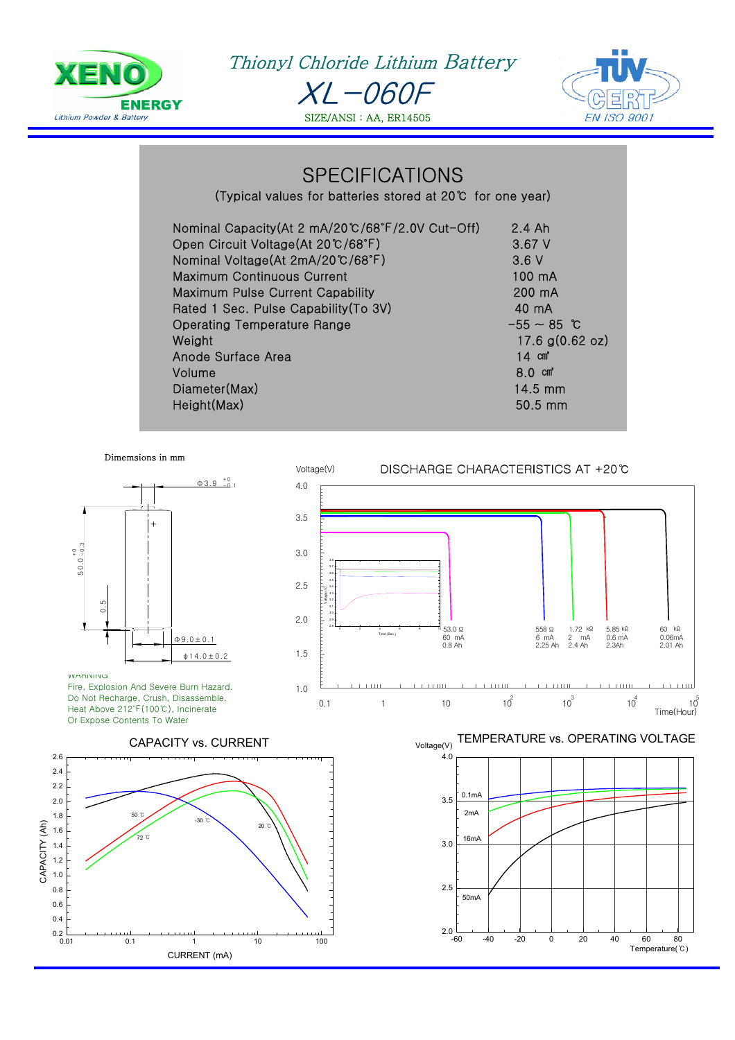XENO ENERGY
Lithium Powder & Battery

# Thionyl Chloride Lithium Battery

# XL-060F

SIZE/ANSI : AA, ER14505

TÜV CERT EN ISO 9001

## SPECIFICATIONS

(Typical values for batteries stored at 20℃ for one year)

| | |
|---|---|
| Nominal Capacity(At 2 mA/20℃/68°F/2.0V Cut-Off) | 2.4 Ah |
| Open Circuit Voltage(At 20℃/68°F) | 3.67 V |
| Nominal Voltage(At 2mA/20℃/68°F) | 3.6 V |
| Maximum Continuous Current | 100 mA |
| Maximum Pulse Current Capability | 200 mA |
| Rated 1 Sec. Pulse Capability(To 3V) | 40 mA |
| Operating Temperature Range | -55 ~ 85 ℃ |
| Weight | 17.6 g(0.62 oz) |
| Anode Surface Area | 14 ㎠ |
| Volume | 8.0 ㎤ |
| Diameter(Max) | 14.5 mm |
| Height(Max) | 50.5 mm |

Dimemsions in mm

Φ3.9 +0/−0.1

50.0 +0/−0.3

0.5

Φ9.0±0.1

ϕ14.0±0.2

WARNING
Fire, Explosion And Severe Burn Hazard.
Do Not Recharge, Crush, Disassemble,
Heat Above 212°F(100℃), Incinerate
Or Expose Contents To Water

### DISCHARGE CHARACTERISTICS AT +20℃

| Load | Current | Capacity |
|---|---|---|
| 53.0 Ω | 60 mA | 0.8 Ah |
| 558 Ω | 6 mA | 2.25 Ah |
| 1.72 kΩ | 2 mA | 2.4 Ah |
| 5.85 kΩ | 0.6 mA | 2.3Ah |
| 60 kΩ | 0.06mA | 2.01 Ah |

Voltage(V) vs. Time(Hour)

### CAPACITY vs. CURRENT

CAPACITY (Ah) vs. CURRENT (mA); curves: 50 ℃, 72 ℃, -30 ℃, 20 ℃

### TEMPERATURE vs. OPERATING VOLTAGE

Voltage(V) vs. Temperature(℃); curves: 0.1mA, 2mA, 16mA, 50mA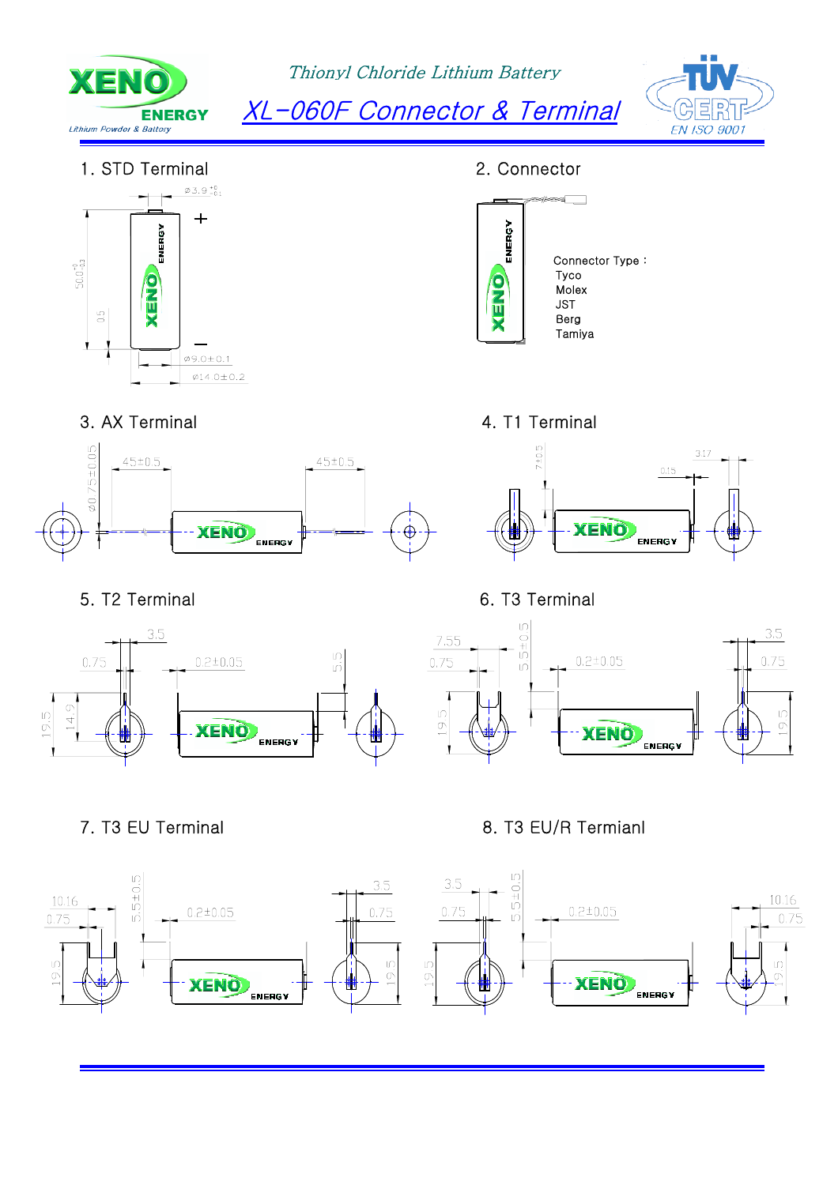XENO ENERGY
Lithium Powder & Battery

*Thionyl Chloride Lithium Battery*

# XL-060F Connector & Terminal

TÜV CERT EN ISO 9001

## 1. STD Terminal

ø3.9 $^{+0}_{-0.1}$

+

50.0 $^{+0}_{-0.3}$

0.5

−

ø9.0±0.1

ø14.0±0.2

## 2. Connector

Connector Type :
- Tyco
- Molex
- JST
- Berg
- Tamiya

## 3. AX Terminal

ø0.75±0.05

45±0.5

45±0.5

## 4. T1 Terminal

7±0.5

3.17

0.15

## 5. T2 Terminal

3.5

0.75

0.2±0.05

5.5

19.5

14.9

## 6. T3 Terminal

7.55

0.75

5.5±0.5

0.2±0.05

3.5

0.75

19.5

19.5

## 7. T3 EU Terminal

10.16

0.75

5.5±0.5

0.2±0.05

3.5

0.75

19.5

19.5

## 8. T3 EU/R Termianl

3.5

0.75

5.5±0.5

0.2±0.05

10.16

0.75

19.5

19.5